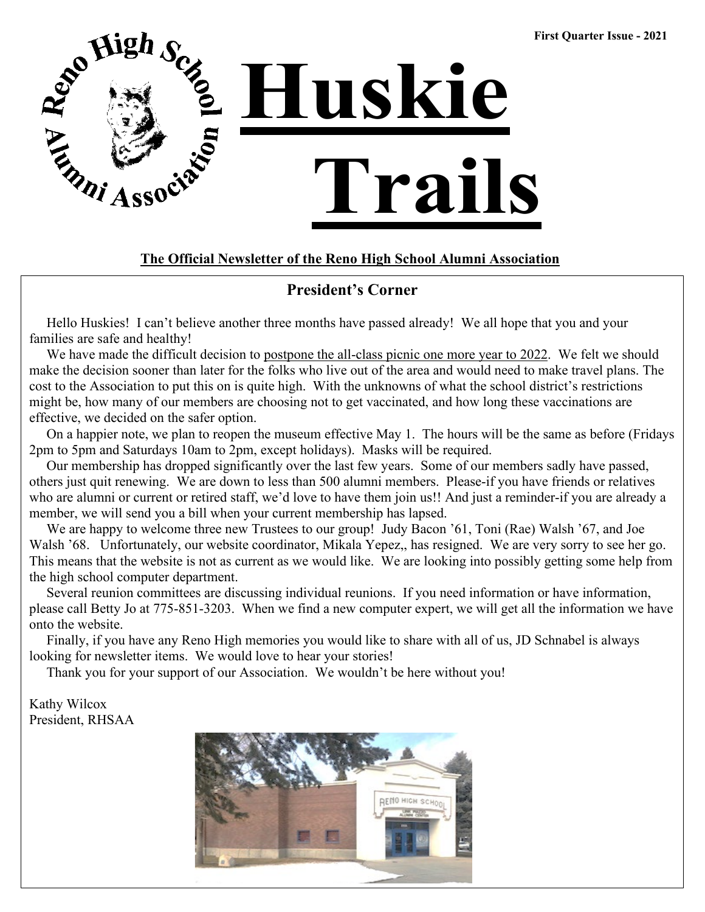First Quarter Issue - 2021

# Huskie Trails

**The Official Newsletter of the Reno High School Alumni Association**

## President's Corner

Hello Huskies! I can't believe another three months have passed already! We all hope that you and your families are safe and healthy!

We have made the difficult decision to postpone the all-class picnic one more year to 2022. We felt we should make the decision sooner than later for the folks who live out of the area and would need to make travel plans. The cost to the Association to put this on is quite high. With the unknowns of what the school district's restrictions might be, how many of our members are choosing not to get vaccinated, and how long these vaccinations are effective, we decided on the safer option.

On a happier note, we plan to reopen the museum effective May 1. The hours will be the same as before (Fridays 2pm to 5pm and Saturdays 10am to 2pm, except holidays). Masks will be required.

Our membership has dropped significantly over the last few years. Some of our members sadly have passed, others just quit renewing. We are down to less than 500 alumni members. Please-if you have friends or relatives who are alumni or current or retired staff, we'd love to have them join us!! And just a reminder-if you are already a member, we will send you a bill when your current membership has lapsed.

We are happy to welcome three new Trustees to our group! Judy Bacon '61, Toni (Rae) Walsh '67, and Joe Walsh '68. Unfortunately, our website coordinator, Mikala Yepez,, has resigned. We are very sorry to see her go. This means that the website is not as current as we would like. We are looking into possibly getting some help from the high school computer department.

Several reunion committees are discussing individual reunions. If you need information or have information, please call Betty Jo at 775-851-3203. When we find a new computer expert, we will get all the information we have onto the website.

Finally, if you have any Reno High memories you would like to share with all of us, JD Schnabel is always looking for newsletter items. We would love to hear your stories!

Thank you for your support of our Association. We wouldn't be here without you!

Kathy Wilcox
President, RHSAA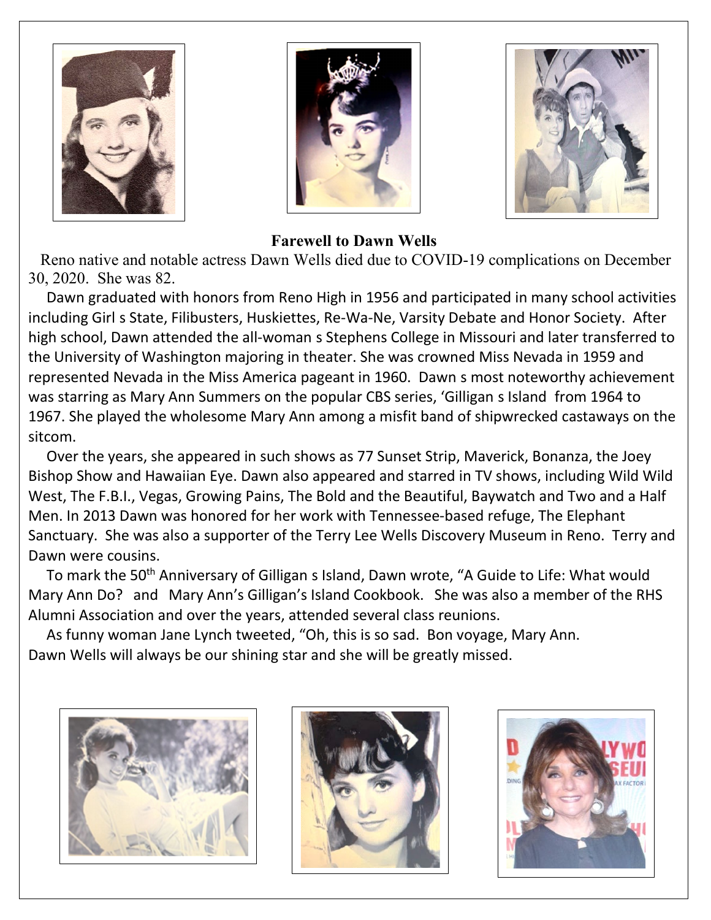## Farewell to Dawn Wells

Reno native and notable actress Dawn Wells died due to COVID-19 complications on December 30, 2020. She was 82.

Dawn graduated with honors from Reno High in 1956 and participated in many school activities including Girl s State, Filibusters, Huskiettes, Re-Wa-Ne, Varsity Debate and Honor Society. After high school, Dawn attended the all-woman s Stephens College in Missouri and later transferred to the University of Washington majoring in theater. She was crowned Miss Nevada in 1959 and represented Nevada in the Miss America pageant in 1960. Dawn s most noteworthy achievement was starring as Mary Ann Summers on the popular CBS series, 'Gilligan s Island from 1964 to 1967. She played the wholesome Mary Ann among a misfit band of shipwrecked castaways on the sitcom.

Over the years, she appeared in such shows as 77 Sunset Strip, Maverick, Bonanza, the Joey Bishop Show and Hawaiian Eye. Dawn also appeared and starred in TV shows, including Wild Wild West, The F.B.I., Vegas, Growing Pains, The Bold and the Beautiful, Baywatch and Two and a Half Men. In 2013 Dawn was honored for her work with Tennessee-based refuge, The Elephant Sanctuary. She was also a supporter of the Terry Lee Wells Discovery Museum in Reno. Terry and Dawn were cousins.

To mark the 50th Anniversary of Gilligan s Island, Dawn wrote, "A Guide to Life: What would Mary Ann Do? and Mary Ann's Gilligan's Island Cookbook. She was also a member of the RHS Alumni Association and over the years, attended several class reunions.

As funny woman Jane Lynch tweeted, "Oh, this is so sad. Bon voyage, Mary Ann.
Dawn Wells will always be our shining star and she will be greatly missed.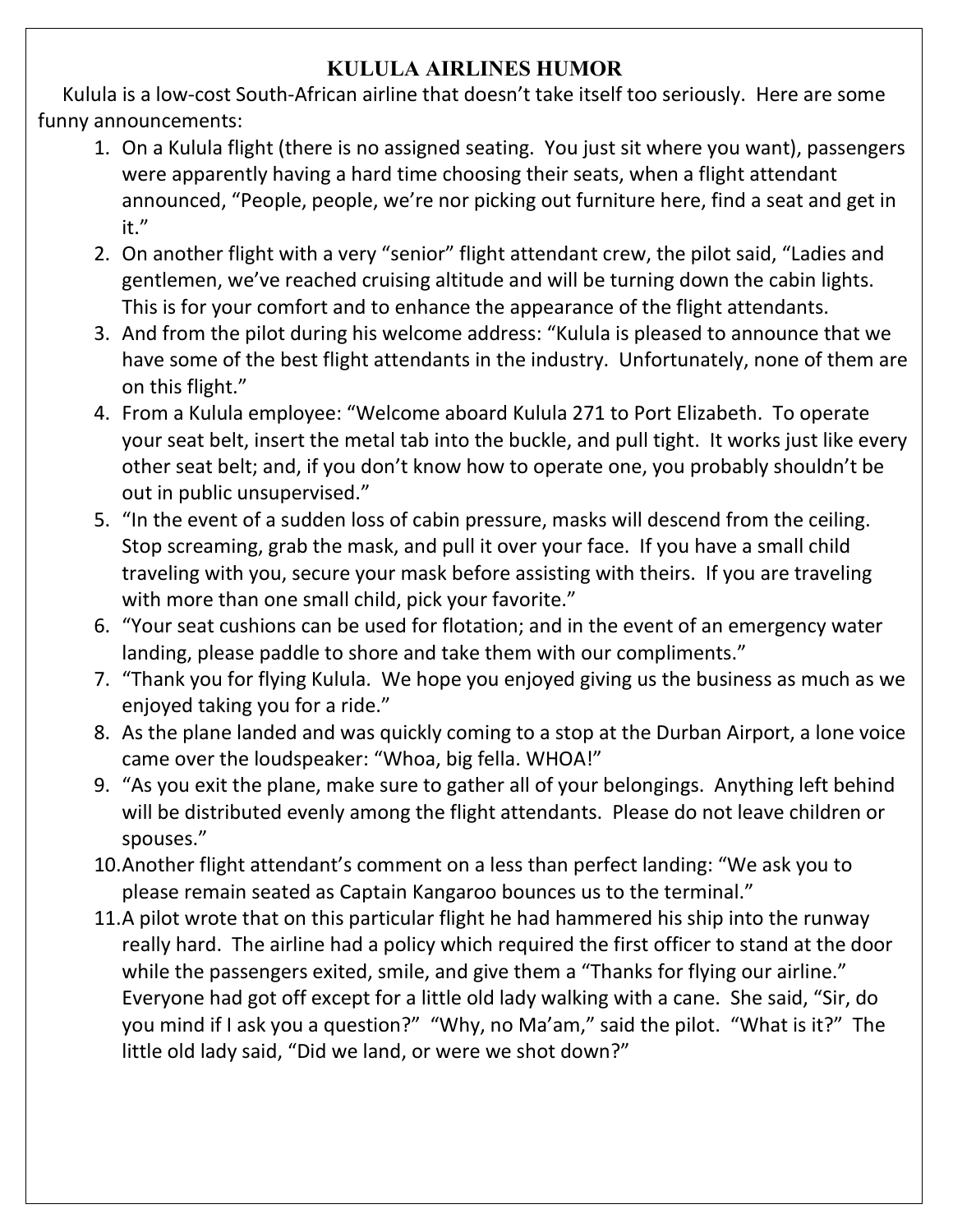# KULULA AIRLINES HUMOR

Kulula is a low-cost South-African airline that doesn't take itself too seriously. Here are some funny announcements:

1. On a Kulula flight (there is no assigned seating. You just sit where you want), passengers were apparently having a hard time choosing their seats, when a flight attendant announced, "People, people, we're nor picking out furniture here, find a seat and get in it."
2. On another flight with a very "senior" flight attendant crew, the pilot said, "Ladies and gentlemen, we've reached cruising altitude and will be turning down the cabin lights. This is for your comfort and to enhance the appearance of the flight attendants.
3. And from the pilot during his welcome address: "Kulula is pleased to announce that we have some of the best flight attendants in the industry. Unfortunately, none of them are on this flight."
4. From a Kulula employee: "Welcome aboard Kulula 271 to Port Elizabeth. To operate your seat belt, insert the metal tab into the buckle, and pull tight. It works just like every other seat belt; and, if you don't know how to operate one, you probably shouldn't be out in public unsupervised."
5. "In the event of a sudden loss of cabin pressure, masks will descend from the ceiling. Stop screaming, grab the mask, and pull it over your face. If you have a small child traveling with you, secure your mask before assisting with theirs. If you are traveling with more than one small child, pick your favorite."
6. "Your seat cushions can be used for flotation; and in the event of an emergency water landing, please paddle to shore and take them with our compliments."
7. "Thank you for flying Kulula. We hope you enjoyed giving us the business as much as we enjoyed taking you for a ride."
8. As the plane landed and was quickly coming to a stop at the Durban Airport, a lone voice came over the loudspeaker: "Whoa, big fella. WHOA!"
9. "As you exit the plane, make sure to gather all of your belongings. Anything left behind will be distributed evenly among the flight attendants. Please do not leave children or spouses."
10. Another flight attendant's comment on a less than perfect landing: "We ask you to please remain seated as Captain Kangaroo bounces us to the terminal."
11. A pilot wrote that on this particular flight he had hammered his ship into the runway really hard. The airline had a policy which required the first officer to stand at the door while the passengers exited, smile, and give them a "Thanks for flying our airline." Everyone had got off except for a little old lady walking with a cane. She said, "Sir, do you mind if I ask you a question?" "Why, no Ma'am," said the pilot. "What is it?" The little old lady said, "Did we land, or were we shot down?"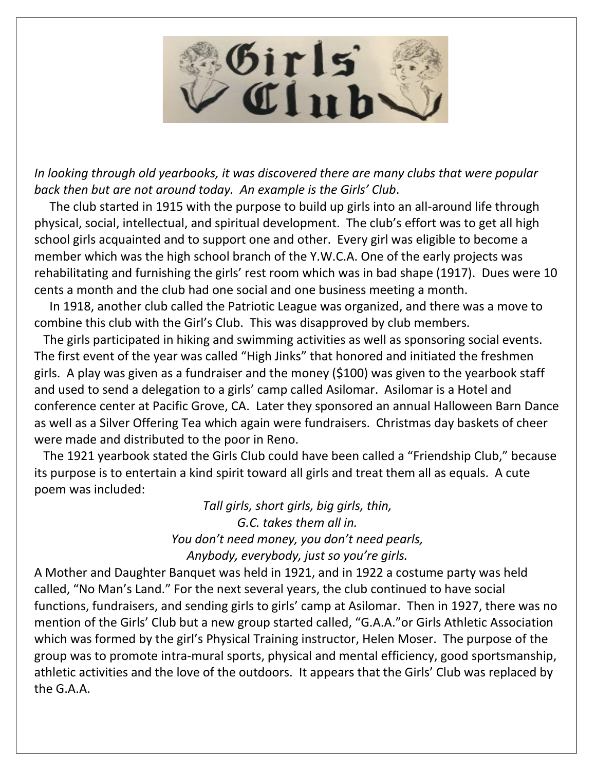# Girls' Club

*In looking through old yearbooks, it was discovered there are many clubs that were popular back then but are not around today. An example is the Girls' Club*.

The club started in 1915 with the purpose to build up girls into an all-around life through physical, social, intellectual, and spiritual development. The club's effort was to get all high school girls acquainted and to support one and other. Every girl was eligible to become a member which was the high school branch of the Y.W.C.A. One of the early projects was rehabilitating and furnishing the girls' rest room which was in bad shape (1917). Dues were 10 cents a month and the club had one social and one business meeting a month.

In 1918, another club called the Patriotic League was organized, and there was a move to combine this club with the Girl's Club. This was disapproved by club members.

The girls participated in hiking and swimming activities as well as sponsoring social events. The first event of the year was called "High Jinks" that honored and initiated the freshmen girls. A play was given as a fundraiser and the money ($100) was given to the yearbook staff and used to send a delegation to a girls' camp called Asilomar. Asilomar is a Hotel and conference center at Pacific Grove, CA. Later they sponsored an annual Halloween Barn Dance as well as a Silver Offering Tea which again were fundraisers. Christmas day baskets of cheer were made and distributed to the poor in Reno.

The 1921 yearbook stated the Girls Club could have been called a "Friendship Club," because its purpose is to entertain a kind spirit toward all girls and treat them all as equals. A cute poem was included:

*Tall girls, short girls, big girls, thin,*
*G.C. takes them all in.*
*You don't need money, you don't need pearls,*
*Anybody, everybody, just so you're girls.*

A Mother and Daughter Banquet was held in 1921, and in 1922 a costume party was held called, "No Man's Land." For the next several years, the club continued to have social functions, fundraisers, and sending girls to girls' camp at Asilomar. Then in 1927, there was no mention of the Girls' Club but a new group started called, "G.A.A."or Girls Athletic Association which was formed by the girl's Physical Training instructor, Helen Moser. The purpose of the group was to promote intra-mural sports, physical and mental efficiency, good sportsmanship, athletic activities and the love of the outdoors. It appears that the Girls' Club was replaced by the G.A.A.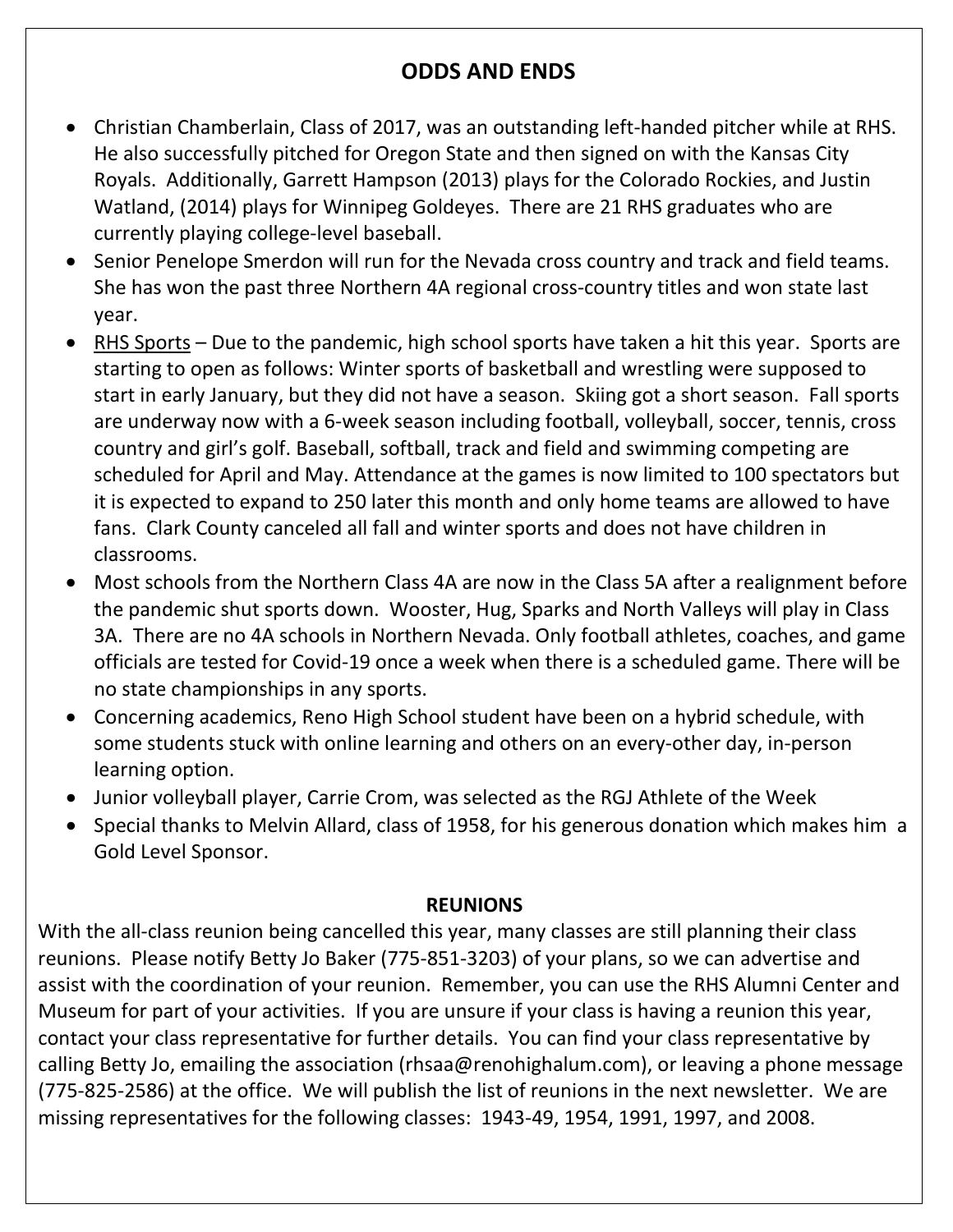## ODDS AND ENDS

- Christian Chamberlain, Class of 2017, was an outstanding left-handed pitcher while at RHS. He also successfully pitched for Oregon State and then signed on with the Kansas City Royals. Additionally, Garrett Hampson (2013) plays for the Colorado Rockies, and Justin Watland, (2014) plays for Winnipeg Goldeyes. There are 21 RHS graduates who are currently playing college-level baseball.
- Senior Penelope Smerdon will run for the Nevada cross country and track and field teams. She has won the past three Northern 4A regional cross-country titles and won state last year.
- RHS Sports – Due to the pandemic, high school sports have taken a hit this year. Sports are starting to open as follows: Winter sports of basketball and wrestling were supposed to start in early January, but they did not have a season. Skiing got a short season. Fall sports are underway now with a 6-week season including football, volleyball, soccer, tennis, cross country and girl's golf. Baseball, softball, track and field and swimming competing are scheduled for April and May. Attendance at the games is now limited to 100 spectators but it is expected to expand to 250 later this month and only home teams are allowed to have fans. Clark County canceled all fall and winter sports and does not have children in classrooms.
- Most schools from the Northern Class 4A are now in the Class 5A after a realignment before the pandemic shut sports down. Wooster, Hug, Sparks and North Valleys will play in Class 3A. There are no 4A schools in Northern Nevada. Only football athletes, coaches, and game officials are tested for Covid-19 once a week when there is a scheduled game. There will be no state championships in any sports.
- Concerning academics, Reno High School student have been on a hybrid schedule, with some students stuck with online learning and others on an every-other day, in-person learning option.
- Junior volleyball player, Carrie Crom, was selected as the RGJ Athlete of the Week
- Special thanks to Melvin Allard, class of 1958, for his generous donation which makes him a Gold Level Sponsor.

## REUNIONS

With the all-class reunion being cancelled this year, many classes are still planning their class reunions. Please notify Betty Jo Baker (775-851-3203) of your plans, so we can advertise and assist with the coordination of your reunion. Remember, you can use the RHS Alumni Center and Museum for part of your activities. If you are unsure if your class is having a reunion this year, contact your class representative for further details. You can find your class representative by calling Betty Jo, emailing the association (rhsaa@renohighalum.com), or leaving a phone message (775-825-2586) at the office. We will publish the list of reunions in the next newsletter. We are missing representatives for the following classes: 1943-49, 1954, 1991, 1997, and 2008.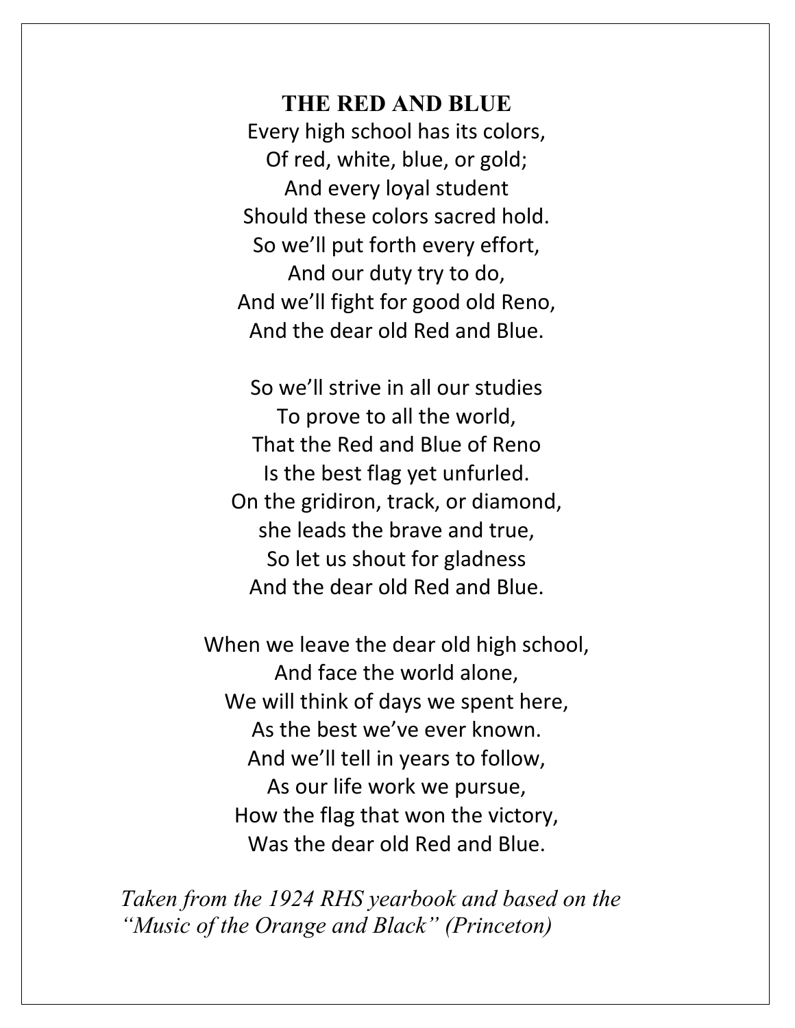## THE RED AND BLUE

Every high school has its colors,  
Of red, white, blue, or gold;  
And every loyal student  
Should these colors sacred hold.  
So we'll put forth every effort,  
And our duty try to do,  
And we'll fight for good old Reno,  
And the dear old Red and Blue.

So we'll strive in all our studies  
To prove to all the world,  
That the Red and Blue of Reno  
Is the best flag yet unfurled.  
On the gridiron, track, or diamond,  
she leads the brave and true,  
So let us shout for gladness  
And the dear old Red and Blue.

When we leave the dear old high school,  
And face the world alone,  
We will think of days we spent here,  
As the best we've ever known.  
And we'll tell in years to follow,  
As our life work we pursue,  
How the flag that won the victory,  
Was the dear old Red and Blue.

*Taken from the 1924 RHS yearbook and based on the "Music of the Orange and Black" (Princeton)*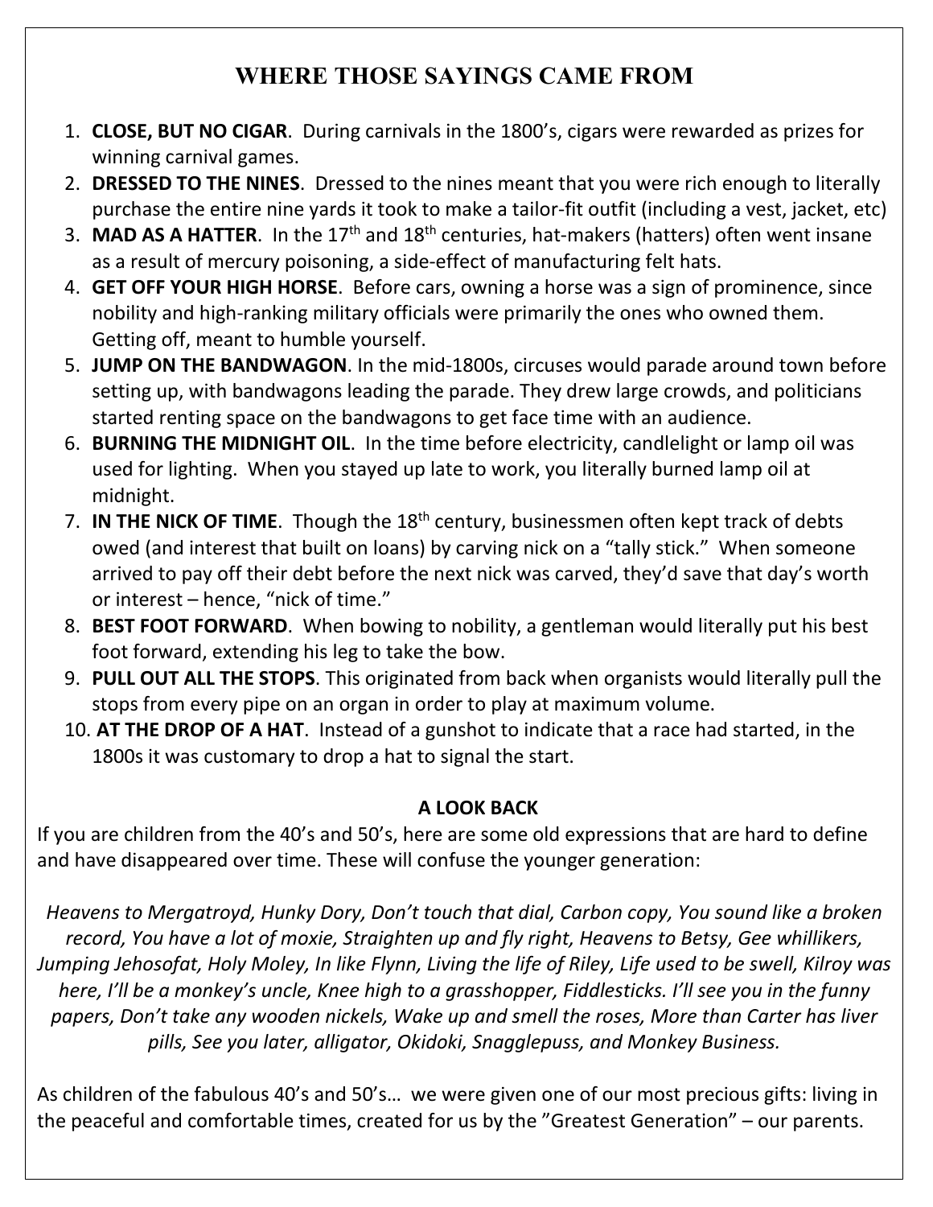## WHERE THOSE SAYINGS CAME FROM

1. **CLOSE, BUT NO CIGAR**. During carnivals in the 1800's, cigars were rewarded as prizes for winning carnival games.
2. **DRESSED TO THE NINES**. Dressed to the nines meant that you were rich enough to literally purchase the entire nine yards it took to make a tailor-fit outfit (including a vest, jacket, etc)
3. **MAD AS A HATTER**. In the 17th and 18th centuries, hat-makers (hatters) often went insane as a result of mercury poisoning, a side-effect of manufacturing felt hats.
4. **GET OFF YOUR HIGH HORSE**. Before cars, owning a horse was a sign of prominence, since nobility and high-ranking military officials were primarily the ones who owned them. Getting off, meant to humble yourself.
5. **JUMP ON THE BANDWAGON**. In the mid-1800s, circuses would parade around town before setting up, with bandwagons leading the parade. They drew large crowds, and politicians started renting space on the bandwagons to get face time with an audience.
6. **BURNING THE MIDNIGHT OIL**. In the time before electricity, candlelight or lamp oil was used for lighting. When you stayed up late to work, you literally burned lamp oil at midnight.
7. **IN THE NICK OF TIME**. Though the 18th century, businessmen often kept track of debts owed (and interest that built on loans) by carving nick on a "tally stick." When someone arrived to pay off their debt before the next nick was carved, they'd save that day's worth or interest – hence, "nick of time."
8. **BEST FOOT FORWARD**. When bowing to nobility, a gentleman would literally put his best foot forward, extending his leg to take the bow.
9. **PULL OUT ALL THE STOPS**. This originated from back when organists would literally pull the stops from every pipe on an organ in order to play at maximum volume.
10. **AT THE DROP OF A HAT**. Instead of a gunshot to indicate that a race had started, in the 1800s it was customary to drop a hat to signal the start.

### A LOOK BACK

If you are children from the 40's and 50's, here are some old expressions that are hard to define and have disappeared over time. These will confuse the younger generation:

*Heavens to Mergatroyd, Hunky Dory, Don't touch that dial, Carbon copy, You sound like a broken record, You have a lot of moxie, Straighten up and fly right, Heavens to Betsy, Gee whillikers, Jumping Jehosofat, Holy Moley, In like Flynn, Living the life of Riley, Life used to be swell, Kilroy was here, I'll be a monkey's uncle, Knee high to a grasshopper, Fiddlesticks. I'll see you in the funny papers, Don't take any wooden nickels, Wake up and smell the roses, More than Carter has liver pills, See you later, alligator, Okidoki, Snagglepuss, and Monkey Business.*

As children of the fabulous 40's and 50's… we were given one of our most precious gifts: living in the peaceful and comfortable times, created for us by the "Greatest Generation" – our parents.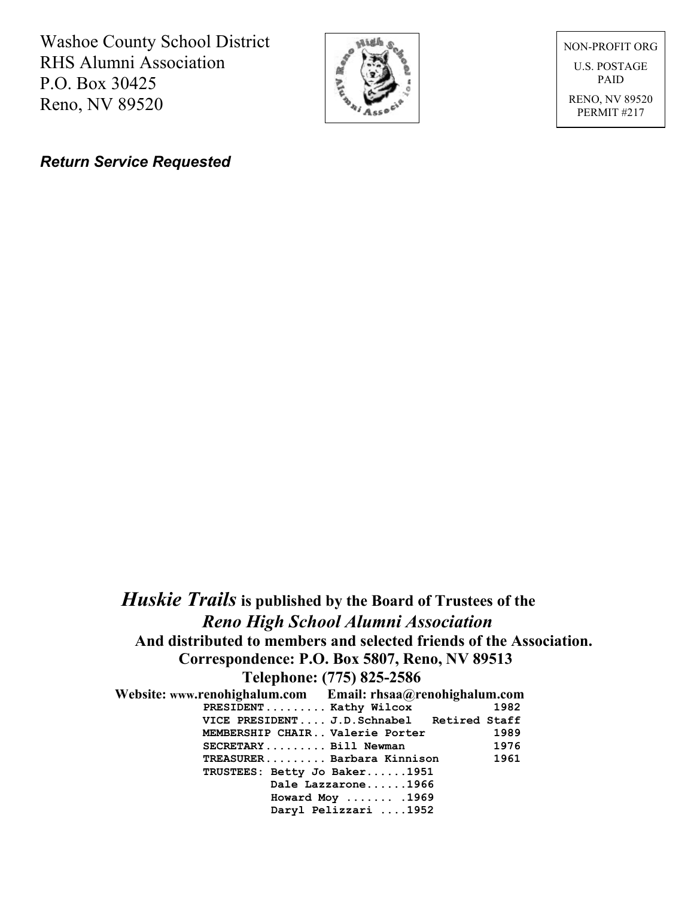Washoe County School District
RHS Alumni Association
P.O. Box 30425
Reno, NV 89520

NON-PROFIT ORG
U.S. POSTAGE PAID
RENO, NV 89520
PERMIT #217

***Return Service Requested***

*Huskie Trails* **is published by the Board of Trustees of the**
***Reno High School Alumni Association***
**And distributed to members and selected friends of the Association.**
**Correspondence: P.O. Box 5807, Reno, NV 89513**
**Telephone: (775) 825-2586**
**Website: www.renohighalum.com Email: rhsaa@renohighalum.com**

| | | |
|---|---|---|
| PRESIDENT | Kathy Wilcox | 1982 |
| VICE PRESIDENT | J.D.Schnabel | Retired Staff |
| MEMBERSHIP CHAIR | Valerie Porter | 1989 |
| SECRETARY | Bill Newman | 1976 |
| TREASURER | Barbara Kinnison | 1961 |

TRUSTEES: Betty Jo Baker......1951
Dale Lazzarone......1966
Howard Moy ....... .1969
Daryl Pelizzari ....1952